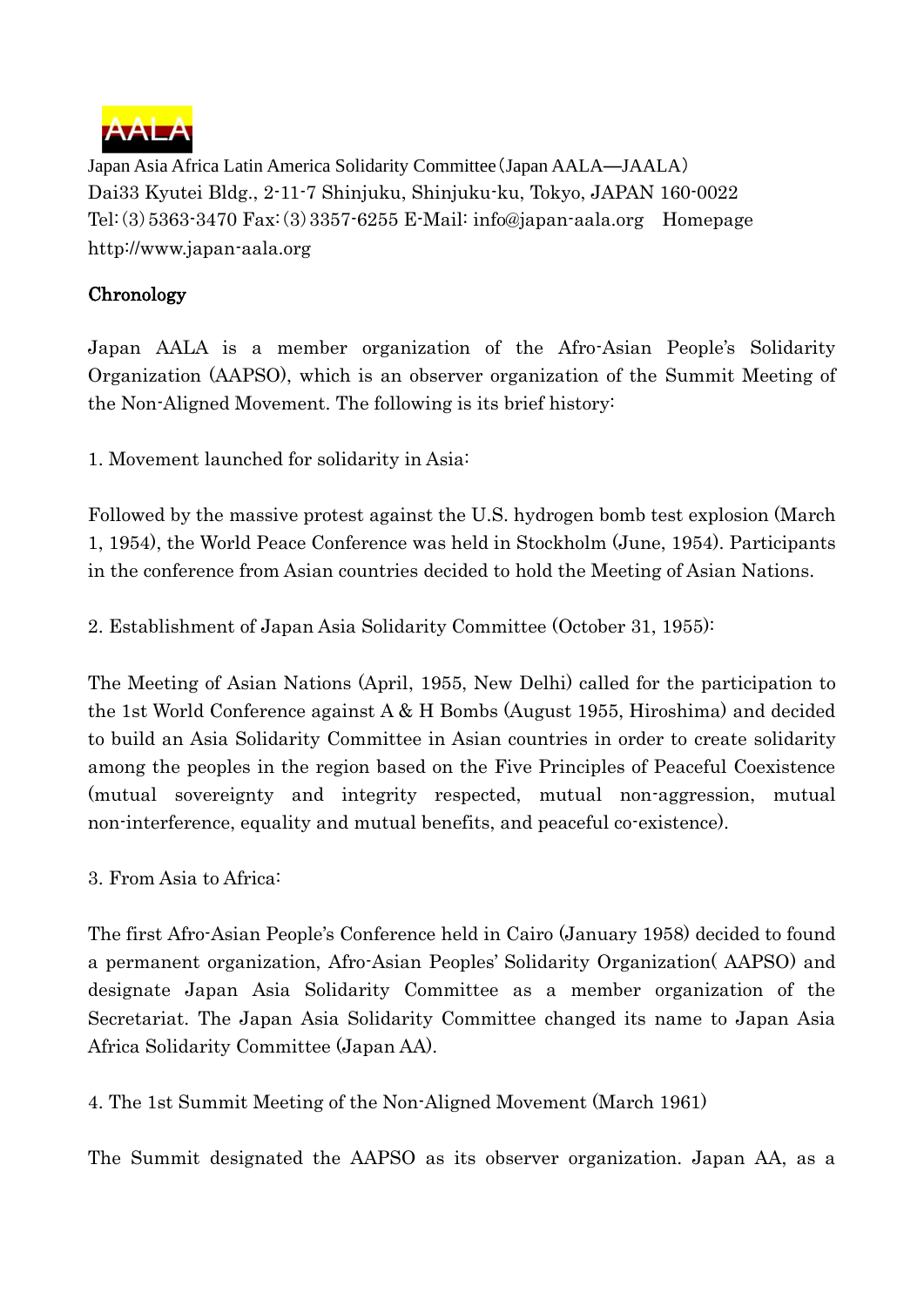AALA

Japan Asia Africa Latin America Solidarity Committee（Japan AALA—JAALA）
Dai33 Kyutei Bldg., 2-11-7 Shinjuku, Shinjuku-ku, Tokyo, JAPAN 160-0022
Tel: (3) 5363-3470 Fax: (3) 3357-6255 E-Mail: info@japan-aala.org Homepage http://www.japan-aala.org

## Chronology

Japan AALA is a member organization of the Afro-Asian People's Solidarity Organization (AAPSO), which is an observer organization of the Summit Meeting of the Non-Aligned Movement. The following is its brief history:

1. Movement launched for solidarity in Asia:

Followed by the massive protest against the U.S. hydrogen bomb test explosion (March 1, 1954), the World Peace Conference was held in Stockholm (June, 1954). Participants in the conference from Asian countries decided to hold the Meeting of Asian Nations.

2. Establishment of Japan Asia Solidarity Committee (October 31, 1955):

The Meeting of Asian Nations (April, 1955, New Delhi) called for the participation to the 1st World Conference against A & H Bombs (August 1955, Hiroshima) and decided to build an Asia Solidarity Committee in Asian countries in order to create solidarity among the peoples in the region based on the Five Principles of Peaceful Coexistence (mutual sovereignty and integrity respected, mutual non-aggression, mutual non-interference, equality and mutual benefits, and peaceful co-existence).

3. From Asia to Africa:

The first Afro-Asian People's Conference held in Cairo (January 1958) decided to found a permanent organization, Afro-Asian Peoples' Solidarity Organization( AAPSO) and designate Japan Asia Solidarity Committee as a member organization of the Secretariat. The Japan Asia Solidarity Committee changed its name to Japan Asia Africa Solidarity Committee (Japan AA).

4. The 1st Summit Meeting of the Non-Aligned Movement (March 1961)

The Summit designated the AAPSO as its observer organization. Japan AA, as a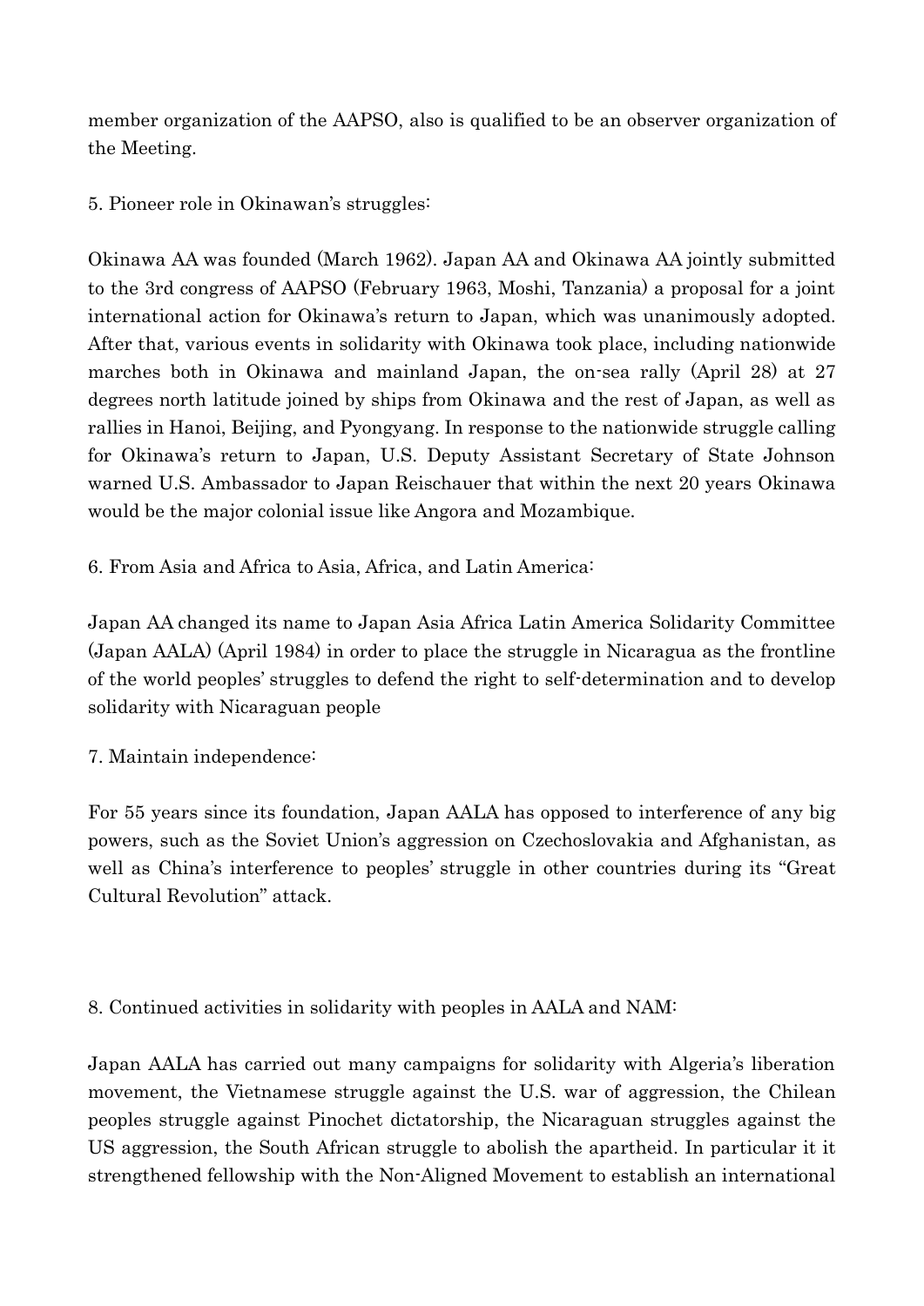member organization of the AAPSO, also is qualified to be an observer organization of the Meeting.

5. Pioneer role in Okinawan's struggles:

Okinawa AA was founded (March 1962). Japan AA and Okinawa AA jointly submitted to the 3rd congress of AAPSO (February 1963, Moshi, Tanzania) a proposal for a joint international action for Okinawa's return to Japan, which was unanimously adopted. After that, various events in solidarity with Okinawa took place, including nationwide marches both in Okinawa and mainland Japan, the on-sea rally (April 28) at 27 degrees north latitude joined by ships from Okinawa and the rest of Japan, as well as rallies in Hanoi, Beijing, and Pyongyang. In response to the nationwide struggle calling for Okinawa's return to Japan, U.S. Deputy Assistant Secretary of State Johnson warned U.S. Ambassador to Japan Reischauer that within the next 20 years Okinawa would be the major colonial issue like Angora and Mozambique.

6. From Asia and Africa to Asia, Africa, and Latin America:

Japan AA changed its name to Japan Asia Africa Latin America Solidarity Committee (Japan AALA) (April 1984) in order to place the struggle in Nicaragua as the frontline of the world peoples' struggles to defend the right to self-determination and to develop solidarity with Nicaraguan people

7. Maintain independence:

For 55 years since its foundation, Japan AALA has opposed to interference of any big powers, such as the Soviet Union's aggression on Czechoslovakia and Afghanistan, as well as China's interference to peoples' struggle in other countries during its "Great Cultural Revolution" attack.

8. Continued activities in solidarity with peoples in AALA and NAM:

Japan AALA has carried out many campaigns for solidarity with Algeria's liberation movement, the Vietnamese struggle against the U.S. war of aggression, the Chilean peoples struggle against Pinochet dictatorship, the Nicaraguan struggles against the US aggression, the South African struggle to abolish the apartheid. In particular it it strengthened fellowship with the Non-Aligned Movement to establish an international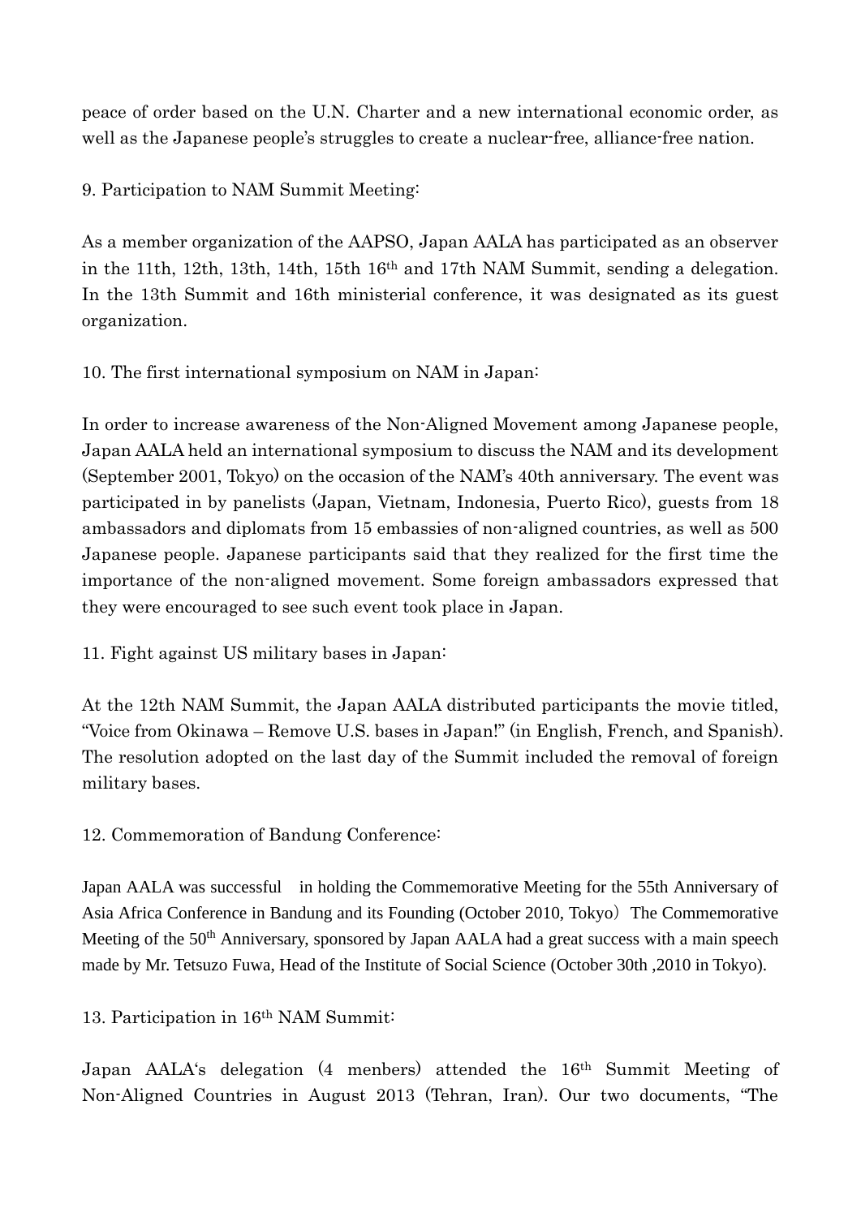peace of order based on the U.N. Charter and a new international economic order, as well as the Japanese people's struggles to create a nuclear-free, alliance-free nation.

9. Participation to NAM Summit Meeting:

As a member organization of the AAPSO, Japan AALA has participated as an observer in the 11th, 12th, 13th, 14th, 15th 16th and 17th NAM Summit, sending a delegation. In the 13th Summit and 16th ministerial conference, it was designated as its guest organization.

10. The first international symposium on NAM in Japan:

In order to increase awareness of the Non-Aligned Movement among Japanese people, Japan AALA held an international symposium to discuss the NAM and its development (September 2001, Tokyo) on the occasion of the NAM's 40th anniversary. The event was participated in by panelists (Japan, Vietnam, Indonesia, Puerto Rico), guests from 18 ambassadors and diplomats from 15 embassies of non-aligned countries, as well as 500 Japanese people. Japanese participants said that they realized for the first time the importance of the non-aligned movement. Some foreign ambassadors expressed that they were encouraged to see such event took place in Japan.

11. Fight against US military bases in Japan:

At the 12th NAM Summit, the Japan AALA distributed participants the movie titled, "Voice from Okinawa – Remove U.S. bases in Japan!" (in English, French, and Spanish). The resolution adopted on the last day of the Summit included the removal of foreign military bases.

12. Commemoration of Bandung Conference:

Japan AALA was successful in holding the Commemorative Meeting for the 55th Anniversary of Asia Africa Conference in Bandung and its Founding (October 2010, Tokyo) The Commemorative Meeting of the 50th Anniversary, sponsored by Japan AALA had a great success with a main speech made by Mr. Tetsuzo Fuwa, Head of the Institute of Social Science (October 30th ,2010 in Tokyo).

13. Participation in 16th NAM Summit:

Japan AALA's delegation (4 menbers) attended the 16th Summit Meeting of Non-Aligned Countries in August 2013 (Tehran, Iran). Our two documents, "The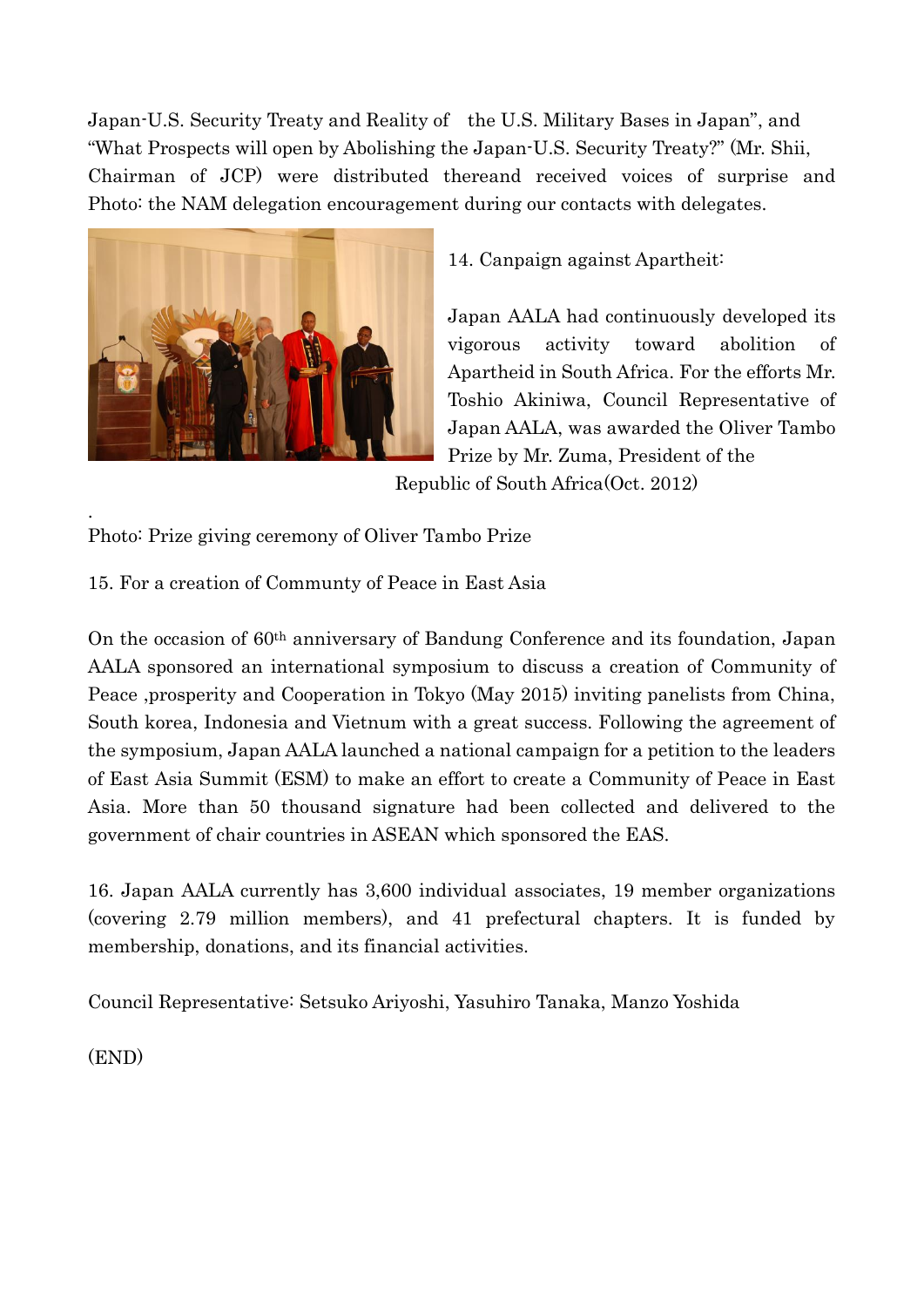Japan-U.S. Security Treaty and Reality of the U.S. Military Bases in Japan", and "What Prospects will open by Abolishing the Japan-U.S. Security Treaty?" (Mr. Shii, Chairman of JCP) were distributed thereand received voices of surprise and Photo: the NAM delegation encouragement during our contacts with delegates.

14. Campaign against Apartheit:

Japan AALA had continuously developed its vigorous activity toward abolition of Apartheid in South Africa. For the efforts Mr. Toshio Akiniwa, Council Representative of Japan AALA, was awarded the Oliver Tambo Prize by Mr. Zuma, President of the Republic of South Africa(Oct. 2012)

.

Photo: Prize giving ceremony of Oliver Tambo Prize

15. For a creation of Communty of Peace in East Asia

On the occasion of 60th anniversary of Bandung Conference and its foundation, Japan AALA sponsored an international symposium to discuss a creation of Community of Peace ,prosperity and Cooperation in Tokyo (May 2015) inviting panelists from China, South korea, Indonesia and Vietnum with a great success. Following the agreement of the symposium, Japan AALA launched a national campaign for a petition to the leaders of East Asia Summit (ESM) to make an effort to create a Community of Peace in East Asia. More than 50 thousand signature had been collected and delivered to the government of chair countries in ASEAN which sponsored the EAS.

16. Japan AALA currently has 3,600 individual associates, 19 member organizations (covering 2.79 million members), and 41 prefectural chapters. It is funded by membership, donations, and its financial activities.

Council Representative: Setsuko Ariyoshi, Yasuhiro Tanaka, Manzo Yoshida

(END)